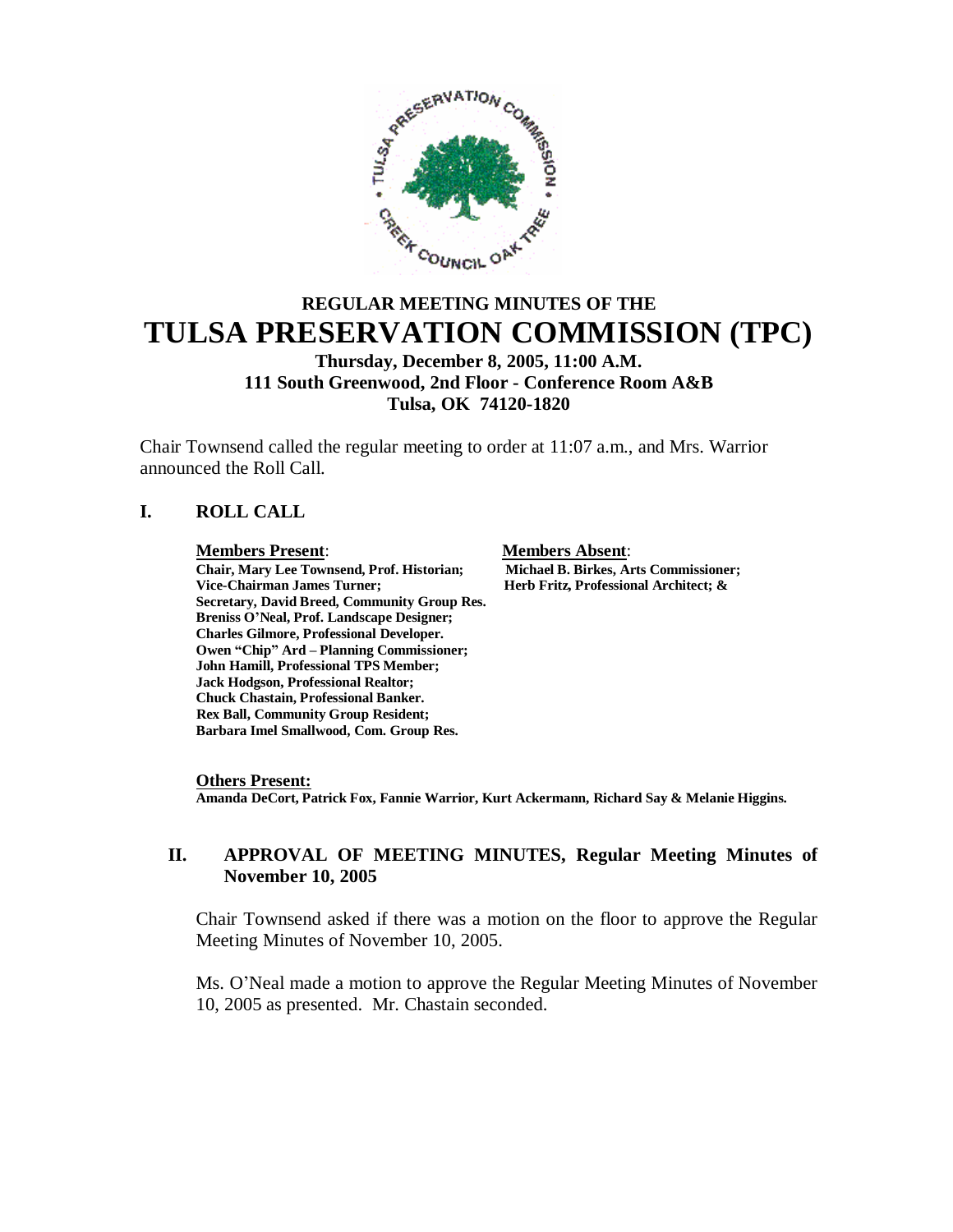# REGULAR MEETING MINUTES OF THE
# TULSA PRESERVATION COMMISSION (TPC)

**Thursday, December 8, 2005, 11:00 A.M.**
**111 South Greenwood, 2nd Floor - Conference Room A&B**
**Tulsa, OK 74120-1820**

Chair Townsend called the regular meeting to order at 11:07 a.m., and Mrs. Warrior announced the Roll Call.

## I. ROLL CALL

**Members Present**:
**Chair, Mary Lee Townsend, Prof. Historian;**
**Vice-Chairman James Turner;**
**Secretary, David Breed, Community Group Res.**
**Breniss O'Neal, Prof. Landscape Designer;**
**Charles Gilmore, Professional Developer.**
**Owen "Chip" Ard – Planning Commissioner;**
**John Hamill, Professional TPS Member;**
**Jack Hodgson, Professional Realtor;**
**Chuck Chastain, Professional Banker.**
**Rex Ball, Community Group Resident;**
**Barbara Imel Smallwood, Com. Group Res.**

**Members Absent**:
**Michael B. Birkes, Arts Commissioner;**
**Herb Fritz, Professional Architect; &**

**Others Present:**
**Amanda DeCort, Patrick Fox, Fannie Warrior, Kurt Ackermann, Richard Say & Melanie Higgins.**

## II. APPROVAL OF MEETING MINUTES, Regular Meeting Minutes of November 10, 2005

Chair Townsend asked if there was a motion on the floor to approve the Regular Meeting Minutes of November 10, 2005.

Ms. O'Neal made a motion to approve the Regular Meeting Minutes of November 10, 2005 as presented. Mr. Chastain seconded.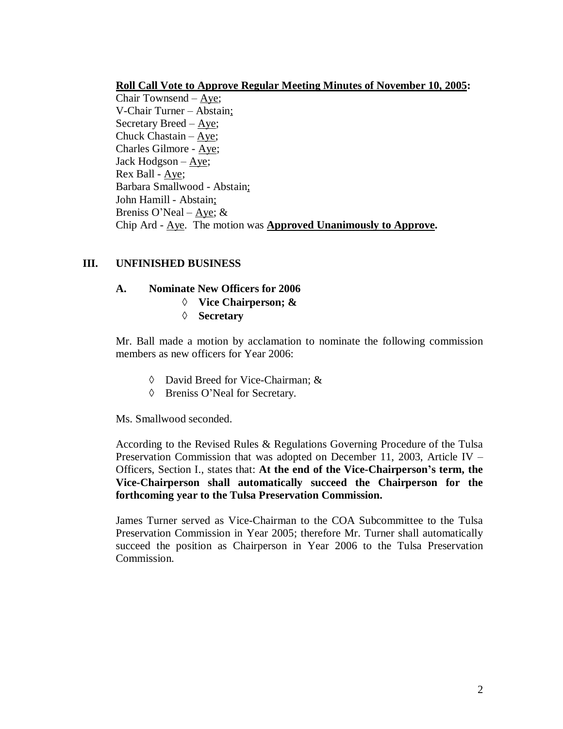**<u>Roll Call Vote to Approve Regular Meeting Minutes of November 10, 2005</u>:**

Chair Townsend – <u>Aye</u>;
V-Chair Turner – Abstain;
Secretary Breed – <u>Aye</u>;
Chuck Chastain – <u>Aye</u>;
Charles Gilmore - <u>Aye</u>;
Jack Hodgson – <u>Aye</u>;
Rex Ball - <u>Aye</u>;
Barbara Smallwood - Abstain;
John Hamill - Abstain;
Breniss O'Neal – <u>Aye</u>; &
Chip Ard - <u>Aye</u>. The motion was **<u>Approved Unanimously to Approve</u>.**

## III. UNFINISHED BUSINESS

### A. Nominate New Officers for 2006

- ◊ **Vice Chairperson; &**
- ◊ **Secretary**

Mr. Ball made a motion by acclamation to nominate the following commission members as new officers for Year 2006:

- ◊ David Breed for Vice-Chairman; &
- ◊ Breniss O'Neal for Secretary.

Ms. Smallwood seconded.

According to the Revised Rules & Regulations Governing Procedure of the Tulsa Preservation Commission that was adopted on December 11, 2003, Article IV – Officers, Section I., states that: **At the end of the Vice-Chairperson's term, the Vice-Chairperson shall automatically succeed the Chairperson for the forthcoming year to the Tulsa Preservation Commission.**

James Turner served as Vice-Chairman to the COA Subcommittee to the Tulsa Preservation Commission in Year 2005; therefore Mr. Turner shall automatically succeed the position as Chairperson in Year 2006 to the Tulsa Preservation Commission.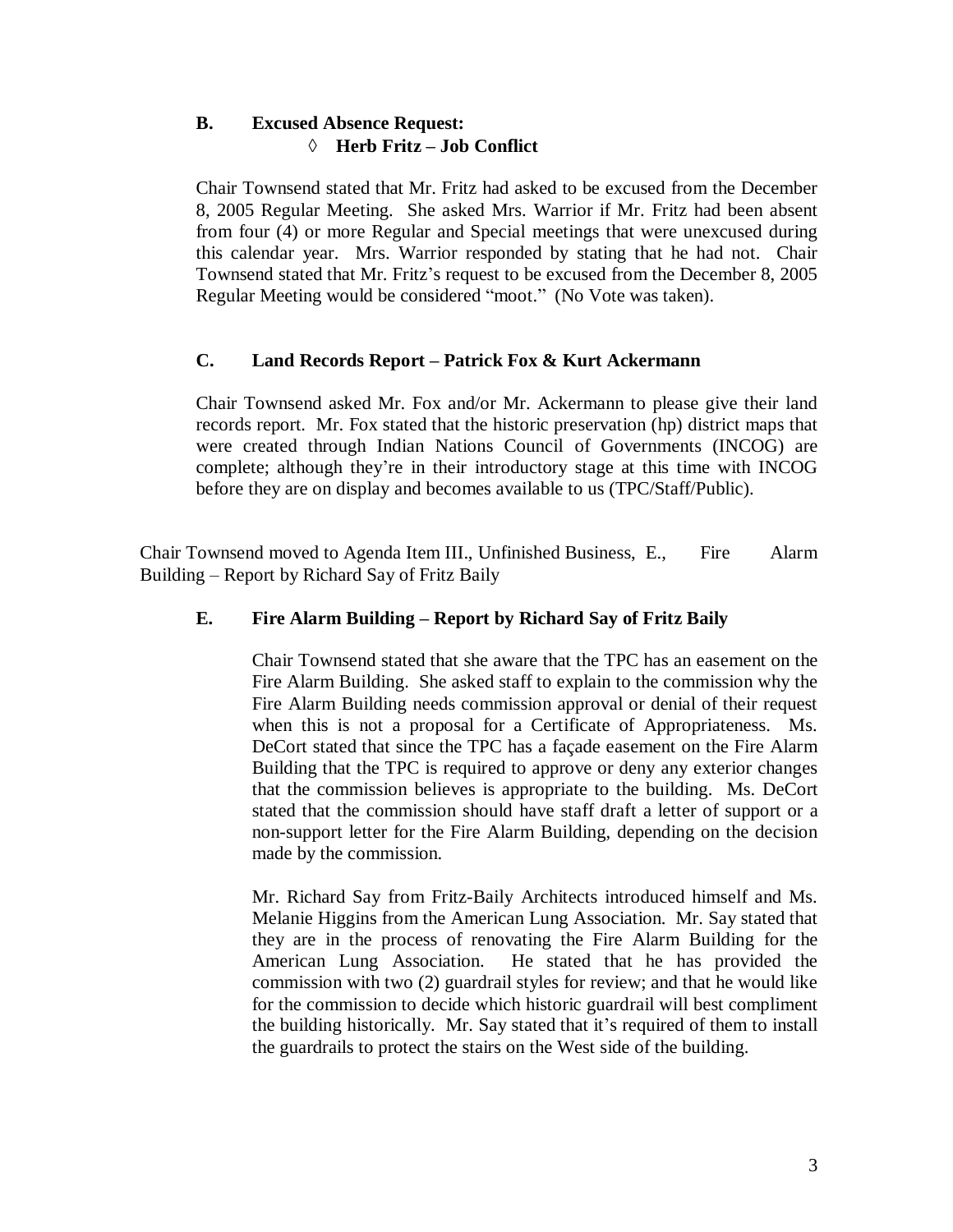**B. Excused Absence Request:**

◊ **Herb Fritz – Job Conflict**

Chair Townsend stated that Mr. Fritz had asked to be excused from the December 8, 2005 Regular Meeting. She asked Mrs. Warrior if Mr. Fritz had been absent from four (4) or more Regular and Special meetings that were unexcused during this calendar year. Mrs. Warrior responded by stating that he had not. Chair Townsend stated that Mr. Fritz's request to be excused from the December 8, 2005 Regular Meeting would be considered "moot." (No Vote was taken).

**C. Land Records Report – Patrick Fox & Kurt Ackermann**

Chair Townsend asked Mr. Fox and/or Mr. Ackermann to please give their land records report. Mr. Fox stated that the historic preservation (hp) district maps that were created through Indian Nations Council of Governments (INCOG) are complete; although they're in their introductory stage at this time with INCOG before they are on display and becomes available to us (TPC/Staff/Public).

Chair Townsend moved to Agenda Item III., Unfinished Business, E., Fire Alarm Building – Report by Richard Say of Fritz Baily

**E. Fire Alarm Building – Report by Richard Say of Fritz Baily**

Chair Townsend stated that she aware that the TPC has an easement on the Fire Alarm Building. She asked staff to explain to the commission why the Fire Alarm Building needs commission approval or denial of their request when this is not a proposal for a Certificate of Appropriateness. Ms. DeCort stated that since the TPC has a façade easement on the Fire Alarm Building that the TPC is required to approve or deny any exterior changes that the commission believes is appropriate to the building. Ms. DeCort stated that the commission should have staff draft a letter of support or a non-support letter for the Fire Alarm Building, depending on the decision made by the commission.

Mr. Richard Say from Fritz-Baily Architects introduced himself and Ms. Melanie Higgins from the American Lung Association. Mr. Say stated that they are in the process of renovating the Fire Alarm Building for the American Lung Association. He stated that he has provided the commission with two (2) guardrail styles for review; and that he would like for the commission to decide which historic guardrail will best compliment the building historically. Mr. Say stated that it's required of them to install the guardrails to protect the stairs on the West side of the building.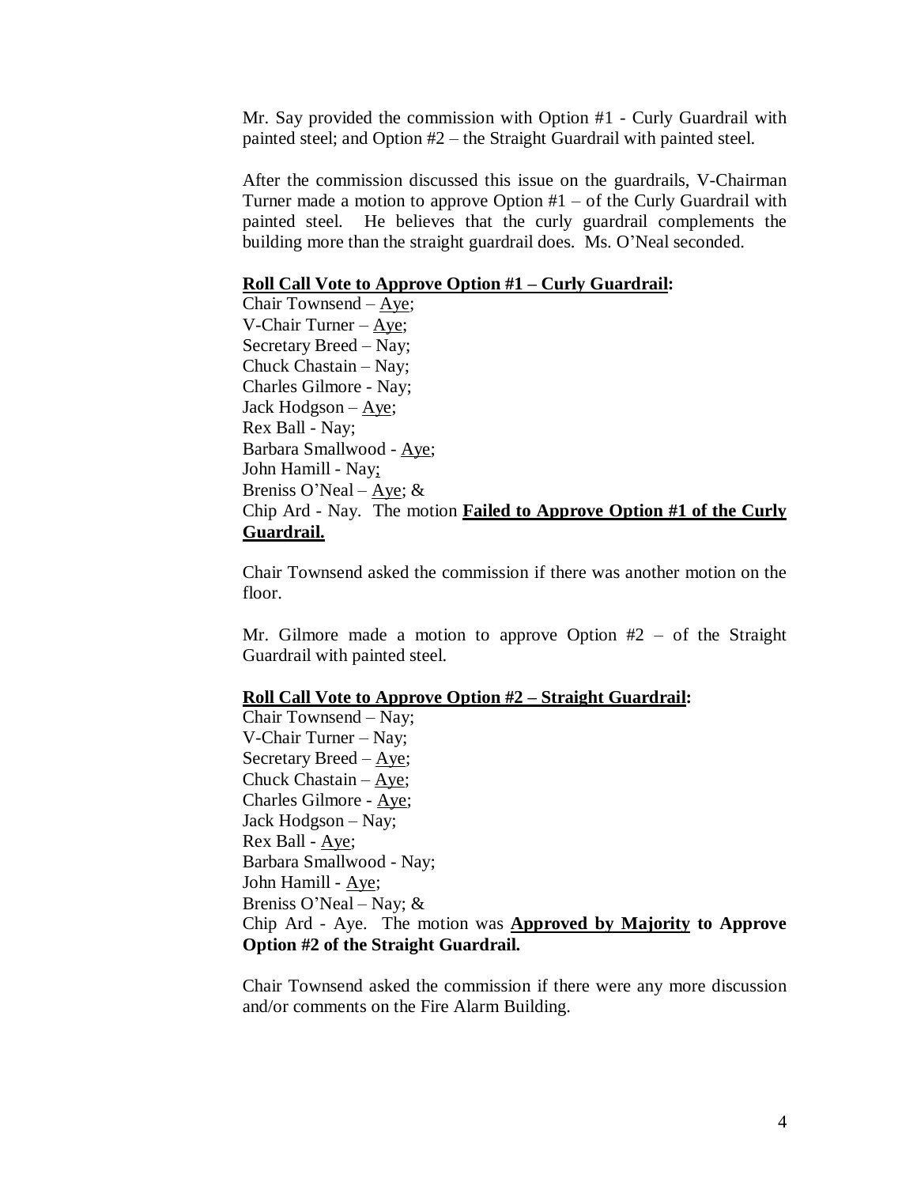Mr. Say provided the commission with Option #1 - Curly Guardrail with painted steel; and Option #2 – the Straight Guardrail with painted steel.

After the commission discussed this issue on the guardrails, V-Chairman Turner made a motion to approve Option #1 – of the Curly Guardrail with painted steel. He believes that the curly guardrail complements the building more than the straight guardrail does. Ms. O'Neal seconded.

**Roll Call Vote to Approve Option #1 – Curly Guardrail:**

Chair Townsend – Aye;
V-Chair Turner – Aye;
Secretary Breed – Nay;
Chuck Chastain – Nay;
Charles Gilmore - Nay;
Jack Hodgson – Aye;
Rex Ball - Nay;
Barbara Smallwood - Aye;
John Hamill - Nay;
Breniss O'Neal – Aye; &
Chip Ard - Nay. The motion **Failed to Approve Option #1 of the Curly Guardrail.**

Chair Townsend asked the commission if there was another motion on the floor.

Mr. Gilmore made a motion to approve Option #2 – of the Straight Guardrail with painted steel.

**Roll Call Vote to Approve Option #2 – Straight Guardrail:**

Chair Townsend – Nay;
V-Chair Turner – Nay;
Secretary Breed – Aye;
Chuck Chastain – Aye;
Charles Gilmore - Aye;
Jack Hodgson – Nay;
Rex Ball - Aye;
Barbara Smallwood - Nay;
John Hamill - Aye;
Breniss O'Neal – Nay; &
Chip Ard - Aye. The motion was **Approved by Majority to Approve Option #2 of the Straight Guardrail.**

Chair Townsend asked the commission if there were any more discussion and/or comments on the Fire Alarm Building.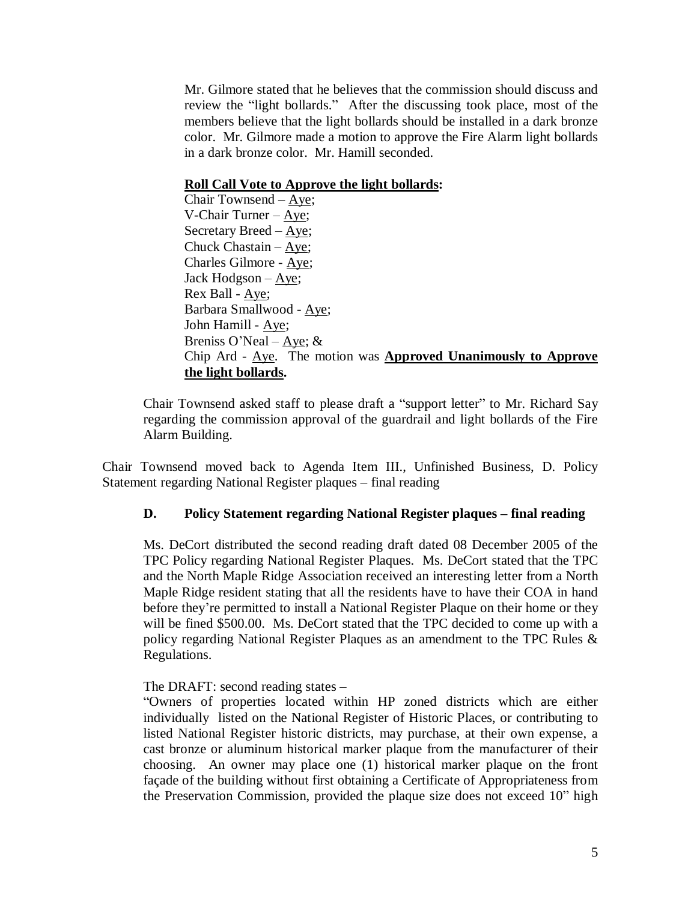Mr. Gilmore stated that he believes that the commission should discuss and review the "light bollards." After the discussing took place, most of the members believe that the light bollards should be installed in a dark bronze color. Mr. Gilmore made a motion to approve the Fire Alarm light bollards in a dark bronze color. Mr. Hamill seconded.

**Roll Call Vote to Approve the light bollards:**

Chair Townsend – Aye;
V-Chair Turner – Aye;
Secretary Breed – Aye;
Chuck Chastain – Aye;
Charles Gilmore - Aye;
Jack Hodgson – Aye;
Rex Ball - Aye;
Barbara Smallwood - Aye;
John Hamill - Aye;
Breniss O'Neal – Aye; &
Chip Ard - Aye. The motion was **Approved Unanimously to Approve the light bollards.**

Chair Townsend asked staff to please draft a "support letter" to Mr. Richard Say regarding the commission approval of the guardrail and light bollards of the Fire Alarm Building.

Chair Townsend moved back to Agenda Item III., Unfinished Business, D. Policy Statement regarding National Register plaques – final reading

**D. Policy Statement regarding National Register plaques – final reading**

Ms. DeCort distributed the second reading draft dated 08 December 2005 of the TPC Policy regarding National Register Plaques. Ms. DeCort stated that the TPC and the North Maple Ridge Association received an interesting letter from a North Maple Ridge resident stating that all the residents have to have their COA in hand before they're permitted to install a National Register Plaque on their home or they will be fined $500.00. Ms. DeCort stated that the TPC decided to come up with a policy regarding National Register Plaques as an amendment to the TPC Rules & Regulations.

The DRAFT: second reading states –

"Owners of properties located within HP zoned districts which are either individually listed on the National Register of Historic Places, or contributing to listed National Register historic districts, may purchase, at their own expense, a cast bronze or aluminum historical marker plaque from the manufacturer of their choosing. An owner may place one (1) historical marker plaque on the front façade of the building without first obtaining a Certificate of Appropriateness from the Preservation Commission, provided the plaque size does not exceed 10" high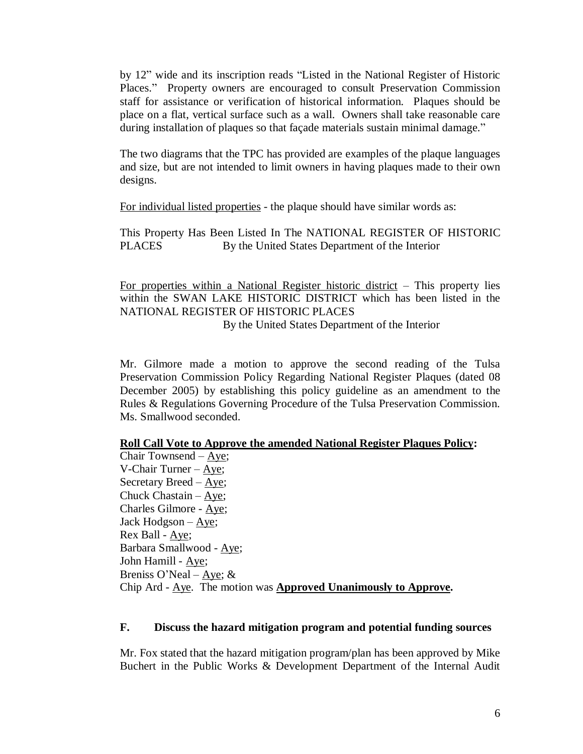by 12" wide and its inscription reads "Listed in the National Register of Historic Places." Property owners are encouraged to consult Preservation Commission staff for assistance or verification of historical information. Plaques should be place on a flat, vertical surface such as a wall. Owners shall take reasonable care during installation of plaques so that façade materials sustain minimal damage."

The two diagrams that the TPC has provided are examples of the plaque languages and size, but are not intended to limit owners in having plaques made to their own designs.

<u>For individual listed properties</u> - the plaque should have similar words as:

This Property Has Been Listed In The NATIONAL REGISTER OF HISTORIC PLACES By the United States Department of the Interior

<u>For properties within a National Register historic district</u> – This property lies within the SWAN LAKE HISTORIC DISTRICT which has been listed in the NATIONAL REGISTER OF HISTORIC PLACES
By the United States Department of the Interior

Mr. Gilmore made a motion to approve the second reading of the Tulsa Preservation Commission Policy Regarding National Register Plaques (dated 08 December 2005) by establishing this policy guideline as an amendment to the Rules & Regulations Governing Procedure of the Tulsa Preservation Commission. Ms. Smallwood seconded.

**<u>Roll Call Vote to Approve the amended National Register Plaques Policy</u>:**

Chair Townsend – <u>Aye</u>;
V-Chair Turner – <u>Aye</u>;
Secretary Breed – <u>Aye</u>;
Chuck Chastain – <u>Aye</u>;
Charles Gilmore - <u>Aye</u>;
Jack Hodgson – <u>Aye</u>;
Rex Ball - <u>Aye</u>;
Barbara Smallwood - <u>Aye</u>;
John Hamill - <u>Aye</u>;
Breniss O'Neal – <u>Aye</u>; &
Chip Ard - <u>Aye</u>. The motion was **<u>Approved Unanimously to Approve</u>.**

**F. Discuss the hazard mitigation program and potential funding sources**

Mr. Fox stated that the hazard mitigation program/plan has been approved by Mike Buchert in the Public Works & Development Department of the Internal Audit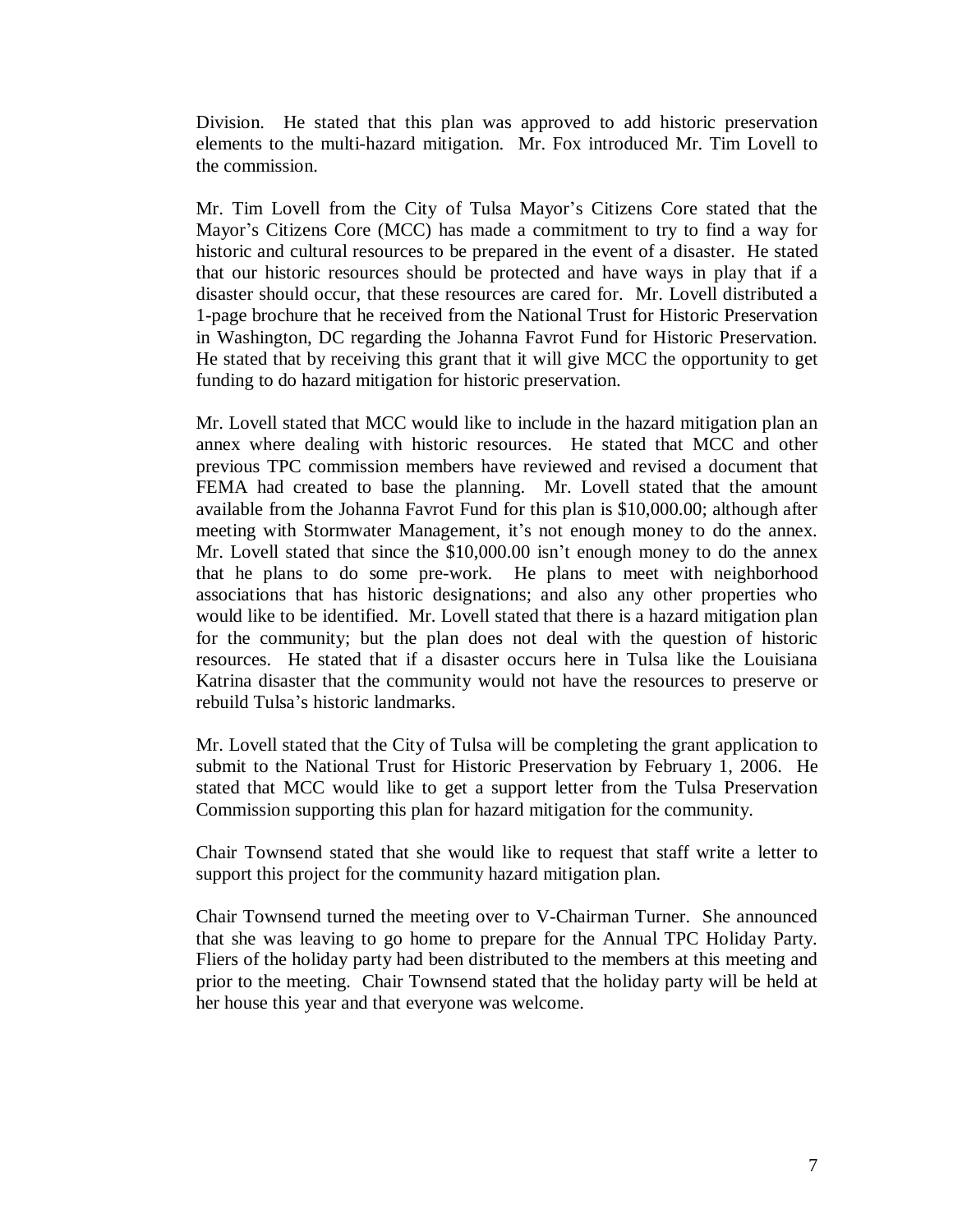Division. He stated that this plan was approved to add historic preservation elements to the multi-hazard mitigation. Mr. Fox introduced Mr. Tim Lovell to the commission.

Mr. Tim Lovell from the City of Tulsa Mayor's Citizens Core stated that the Mayor's Citizens Core (MCC) has made a commitment to try to find a way for historic and cultural resources to be prepared in the event of a disaster. He stated that our historic resources should be protected and have ways in play that if a disaster should occur, that these resources are cared for. Mr. Lovell distributed a 1-page brochure that he received from the National Trust for Historic Preservation in Washington, DC regarding the Johanna Favrot Fund for Historic Preservation. He stated that by receiving this grant that it will give MCC the opportunity to get funding to do hazard mitigation for historic preservation.

Mr. Lovell stated that MCC would like to include in the hazard mitigation plan an annex where dealing with historic resources. He stated that MCC and other previous TPC commission members have reviewed and revised a document that FEMA had created to base the planning. Mr. Lovell stated that the amount available from the Johanna Favrot Fund for this plan is $10,000.00; although after meeting with Stormwater Management, it's not enough money to do the annex. Mr. Lovell stated that since the $10,000.00 isn't enough money to do the annex that he plans to do some pre-work. He plans to meet with neighborhood associations that has historic designations; and also any other properties who would like to be identified. Mr. Lovell stated that there is a hazard mitigation plan for the community; but the plan does not deal with the question of historic resources. He stated that if a disaster occurs here in Tulsa like the Louisiana Katrina disaster that the community would not have the resources to preserve or rebuild Tulsa's historic landmarks.

Mr. Lovell stated that the City of Tulsa will be completing the grant application to submit to the National Trust for Historic Preservation by February 1, 2006. He stated that MCC would like to get a support letter from the Tulsa Preservation Commission supporting this plan for hazard mitigation for the community.

Chair Townsend stated that she would like to request that staff write a letter to support this project for the community hazard mitigation plan.

Chair Townsend turned the meeting over to V-Chairman Turner. She announced that she was leaving to go home to prepare for the Annual TPC Holiday Party. Fliers of the holiday party had been distributed to the members at this meeting and prior to the meeting. Chair Townsend stated that the holiday party will be held at her house this year and that everyone was welcome.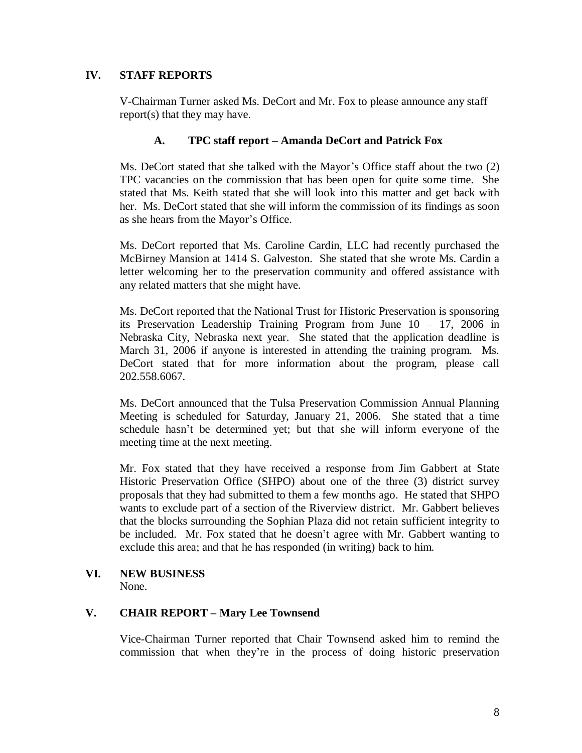## IV. STAFF REPORTS

V-Chairman Turner asked Ms. DeCort and Mr. Fox to please announce any staff report(s) that they may have.

### A. TPC staff report – Amanda DeCort and Patrick Fox

Ms. DeCort stated that she talked with the Mayor's Office staff about the two (2) TPC vacancies on the commission that has been open for quite some time. She stated that Ms. Keith stated that she will look into this matter and get back with her. Ms. DeCort stated that she will inform the commission of its findings as soon as she hears from the Mayor's Office.

Ms. DeCort reported that Ms. Caroline Cardin, LLC had recently purchased the McBirney Mansion at 1414 S. Galveston. She stated that she wrote Ms. Cardin a letter welcoming her to the preservation community and offered assistance with any related matters that she might have.

Ms. DeCort reported that the National Trust for Historic Preservation is sponsoring its Preservation Leadership Training Program from June 10 – 17, 2006 in Nebraska City, Nebraska next year. She stated that the application deadline is March 31, 2006 if anyone is interested in attending the training program. Ms. DeCort stated that for more information about the program, please call 202.558.6067.

Ms. DeCort announced that the Tulsa Preservation Commission Annual Planning Meeting is scheduled for Saturday, January 21, 2006. She stated that a time schedule hasn't be determined yet; but that she will inform everyone of the meeting time at the next meeting.

Mr. Fox stated that they have received a response from Jim Gabbert at State Historic Preservation Office (SHPO) about one of the three (3) district survey proposals that they had submitted to them a few months ago. He stated that SHPO wants to exclude part of a section of the Riverview district. Mr. Gabbert believes that the blocks surrounding the Sophian Plaza did not retain sufficient integrity to be included. Mr. Fox stated that he doesn't agree with Mr. Gabbert wanting to exclude this area; and that he has responded (in writing) back to him.

## VI. NEW BUSINESS

None.

## V. CHAIR REPORT – Mary Lee Townsend

Vice-Chairman Turner reported that Chair Townsend asked him to remind the commission that when they're in the process of doing historic preservation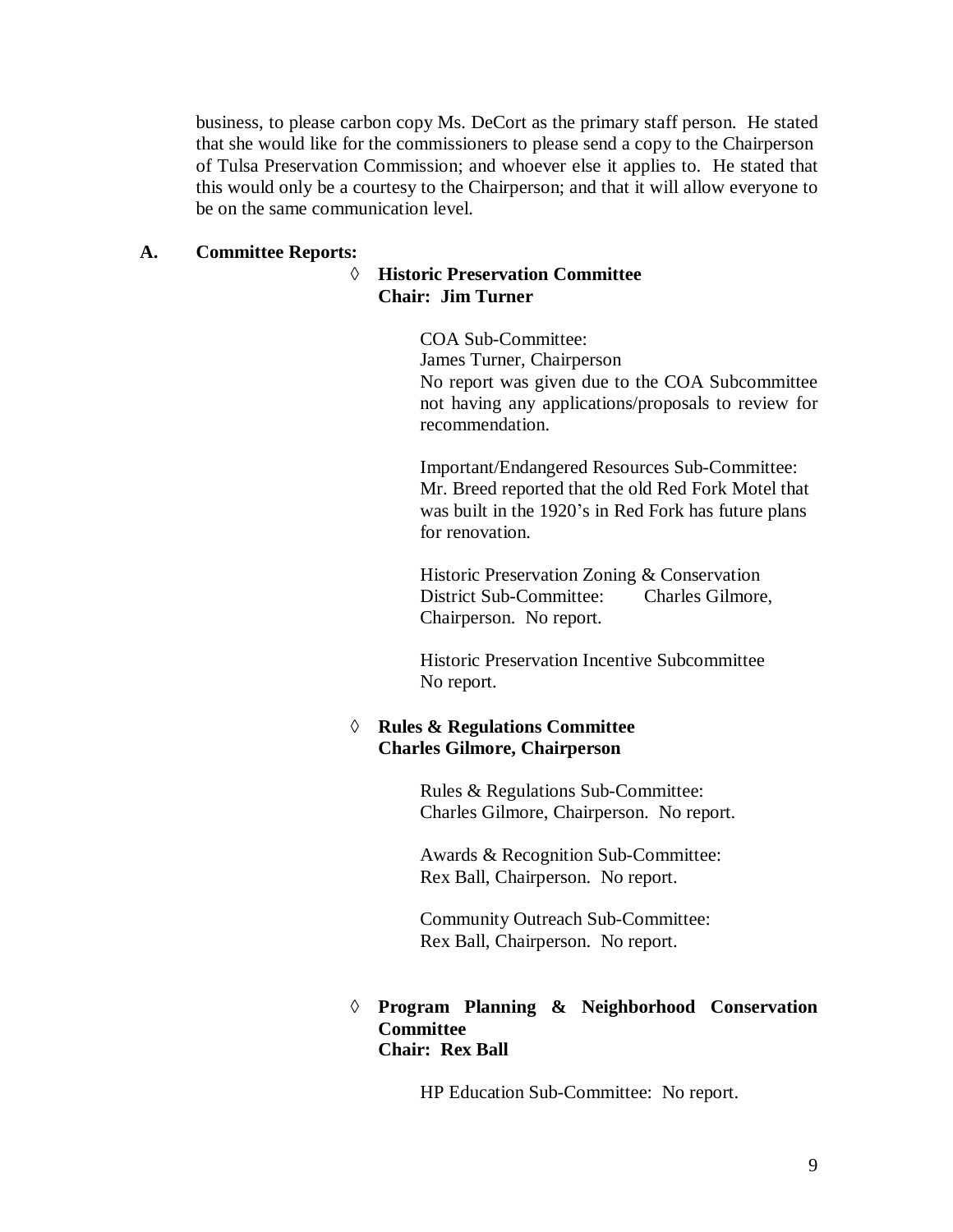business, to please carbon copy Ms. DeCort as the primary staff person. He stated that she would like for the commissioners to please send a copy to the Chairperson of Tulsa Preservation Commission; and whoever else it applies to. He stated that this would only be a courtesy to the Chairperson; and that it will allow everyone to be on the same communication level.

**A. Committee Reports:**

◊ **Historic Preservation Committee**
**Chair: Jim Turner**

COA Sub-Committee:
James Turner, Chairperson
No report was given due to the COA Subcommittee not having any applications/proposals to review for recommendation.

Important/Endangered Resources Sub-Committee:
Mr. Breed reported that the old Red Fork Motel that was built in the 1920's in Red Fork has future plans for renovation.

Historic Preservation Zoning & Conservation District Sub-Committee: Charles Gilmore, Chairperson. No report.

Historic Preservation Incentive Subcommittee
No report.

◊ **Rules & Regulations Committee**
**Charles Gilmore, Chairperson**

Rules & Regulations Sub-Committee:
Charles Gilmore, Chairperson. No report.

Awards & Recognition Sub-Committee:
Rex Ball, Chairperson. No report.

Community Outreach Sub-Committee:
Rex Ball, Chairperson. No report.

◊ **Program Planning & Neighborhood Conservation Committee**
**Chair: Rex Ball**

HP Education Sub-Committee: No report.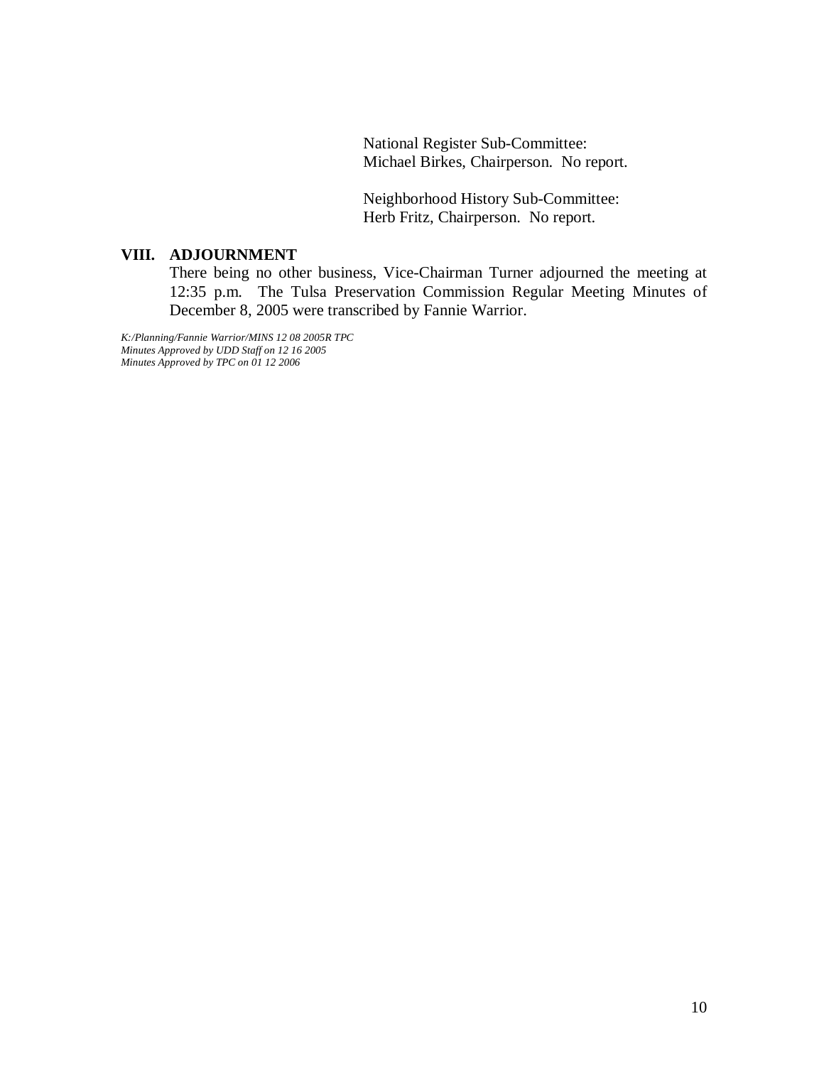National Register Sub-Committee:
Michael Birkes, Chairperson. No report.

Neighborhood History Sub-Committee:
Herb Fritz, Chairperson. No report.

## VIII. ADJOURNMENT

There being no other business, Vice-Chairman Turner adjourned the meeting at 12:35 p.m. The Tulsa Preservation Commission Regular Meeting Minutes of December 8, 2005 were transcribed by Fannie Warrior.

*K:/Planning/Fannie Warrior/MINS 12 08 2005R TPC*
*Minutes Approved by UDD Staff on 12 16 2005*
*Minutes Approved by TPC on 01 12 2006*